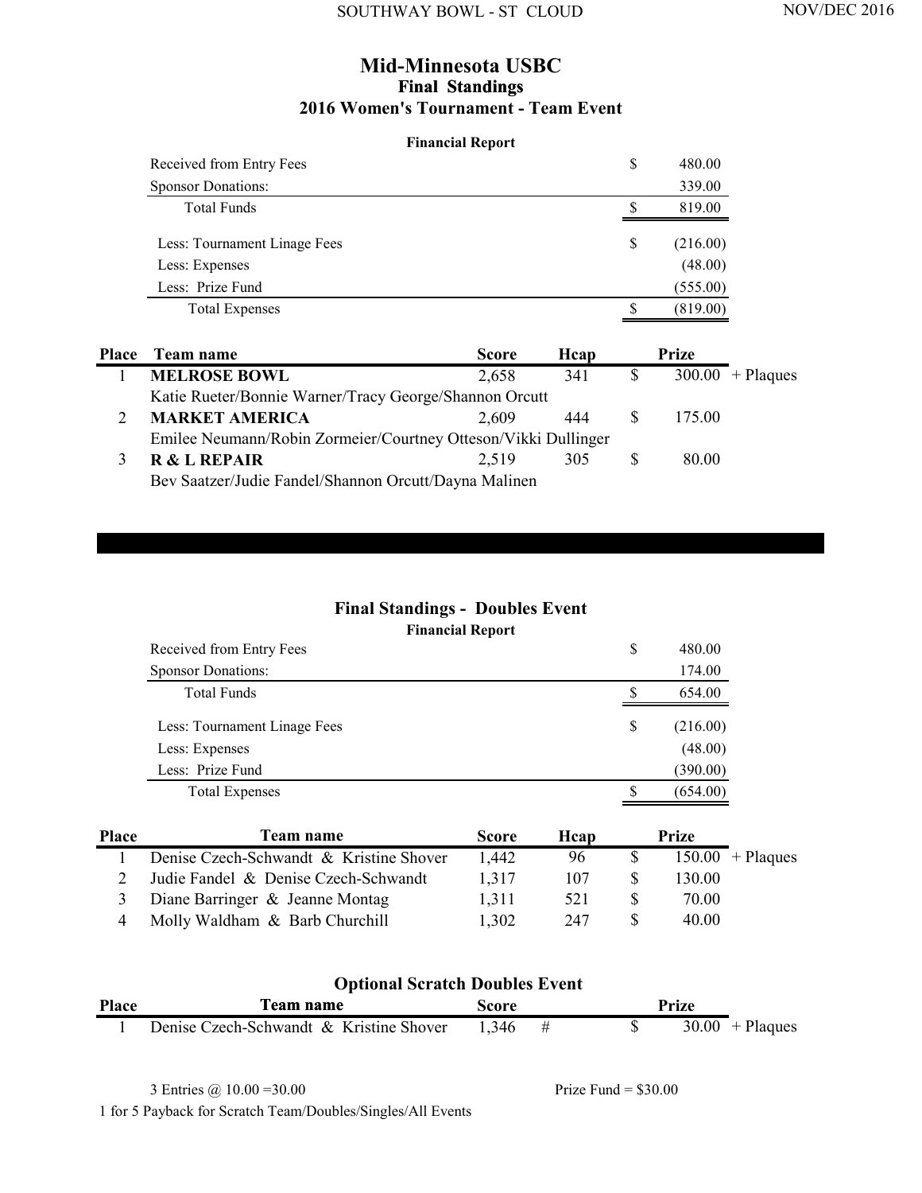# Mid-Minnesota USBC

## Final Standings

## 2016 Women's Tournament - Team Event

**Financial Report**

| | | |
|---|---|---|
| Received from Entry Fees | $ | 480.00 |
| Sponsor Donations: | | 339.00 |
| Total Funds | $ | 819.00 |
| Less: Tournament Linage Fees | $ | (216.00) |
| Less: Expenses | | (48.00) |
| Less: Prize Fund | | (555.00) |
| Total Expenses | $ | (819.00) |

| Place | Team name | Score | Hcap | Prize | |
|---|---|---|---|---|---|
| 1 | **MELROSE BOWL** | 2,658 | 341 | $ 300.00 | + Plaques |
| | Katie Rueter/Bonnie Warner/Tracy George/Shannon Orcutt | | | | |
| 2 | **MARKET AMERICA** | 2,609 | 444 | $ 175.00 | |
| | Emilee Neumann/Robin Zormeier/Courtney Otteson/Vikki Dullinger | | | | |
| 3 | **R & L REPAIR** | 2,519 | 305 | $ 80.00 | |
| | Bev Saatzer/Judie Fandel/Shannon Orcutt/Dayna Malinen | | | | |

## Final Standings - Doubles Event

**Financial Report**

| | | |
|---|---|---|
| Received from Entry Fees | $ | 480.00 |
| Sponsor Donations: | | 174.00 |
| Total Funds | $ | 654.00 |
| Less: Tournament Linage Fees | $ | (216.00) |
| Less: Expenses | | (48.00) |
| Less: Prize Fund | | (390.00) |
| Total Expenses | $ | (654.00) |

| Place | Team name | Score | Hcap | Prize | |
|---|---|---|---|---|---|
| 1 | Denise Czech-Schwandt & Kristine Shover | 1,442 | 96 | $ 150.00 | + Plaques |
| 2 | Judie Fandel & Denise Czech-Schwandt | 1,317 | 107 | $ 130.00 | |
| 3 | Diane Barringer & Jeanne Montag | 1,311 | 521 | $ 70.00 | |
| 4 | Molly Waldham & Barb Churchill | 1,302 | 247 | $ 40.00 | |

## Optional Scratch Doubles Event

| Place | Team name | Score | | Prize | |
|---|---|---|---|---|---|
| 1 | Denise Czech-Schwandt & Kristine Shover | 1,346 | # | $ 30.00 | + Plaques |

3 Entries @ 10.00 =30.00 Prize Fund = $30.00

1 for 5 Payback for Scratch Team/Doubles/Singles/All Events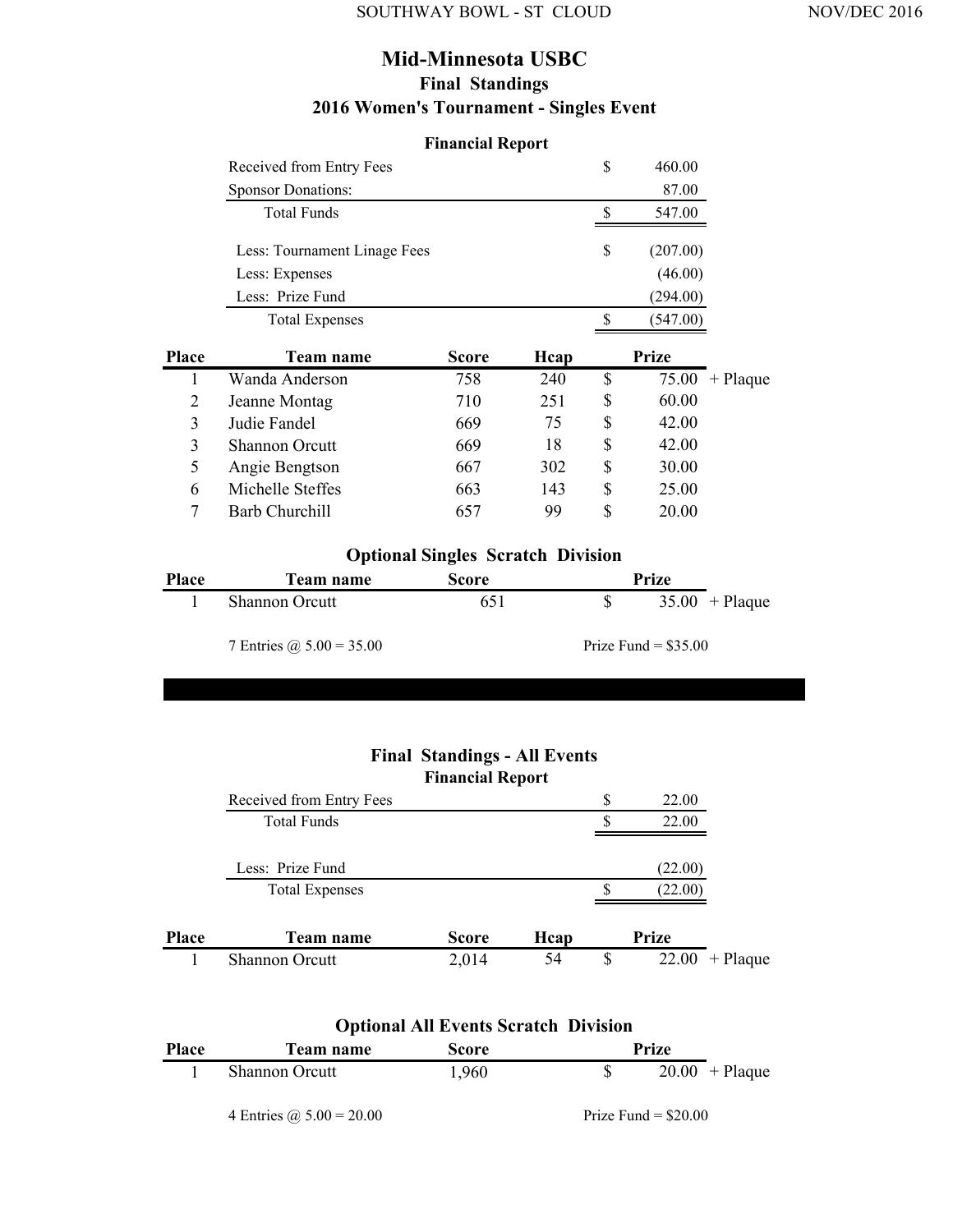# Mid-Minnesota USBC

## Final Standings

## 2016 Women's Tournament - Singles Event

### Financial Report

| | | |
|---|---|---|
| Received from Entry Fees | $ | 460.00 |
| Sponsor Donations: | | 87.00 |
| Total Funds | $ | 547.00 |
| Less: Tournament Linage Fees | $ | (207.00) |
| Less: Expenses | | (46.00) |
| Less: Prize Fund | | (294.00) |
| Total Expenses | $ | (547.00) |

| Place | Team name | Score | Hcap | Prize | |
|---|---|---|---|---|---|
| 1 | Wanda Anderson | 758 | 240 | $ 75.00 | + Plaque |
| 2 | Jeanne Montag | 710 | 251 | $ 60.00 | |
| 3 | Judie Fandel | 669 | 75 | $ 42.00 | |
| 3 | Shannon Orcutt | 669 | 18 | $ 42.00 | |
| 5 | Angie Bengtson | 667 | 302 | $ 30.00 | |
| 6 | Michelle Steffes | 663 | 143 | $ 25.00 | |
| 7 | Barb Churchill | 657 | 99 | $ 20.00 | |

### Optional Singles Scratch Division

| Place | Team name | Score | Prize | |
|---|---|---|---|---|
| 1 | Shannon Orcutt | 651 | $ 35.00 | + Plaque |

7 Entries @ 5.00 = 35.00 Prize Fund = $35.00

## Final Standings - All Events

### Financial Report

| | | |
|---|---|---|
| Received from Entry Fees | $ | 22.00 |
| Total Funds | $ | 22.00 |
| Less: Prize Fund | | (22.00) |
| Total Expenses | $ | (22.00) |

| Place | Team name | Score | Hcap | Prize | |
|---|---|---|---|---|---|
| 1 | Shannon Orcutt | 2,014 | 54 | $ 22.00 | + Plaque |

### Optional All Events Scratch Division

| Place | Team name | Score | Prize | |
|---|---|---|---|---|
| 1 | Shannon Orcutt | 1,960 | $ 20.00 | + Plaque |

4 Entries @ 5.00 = 20.00 Prize Fund = $20.00